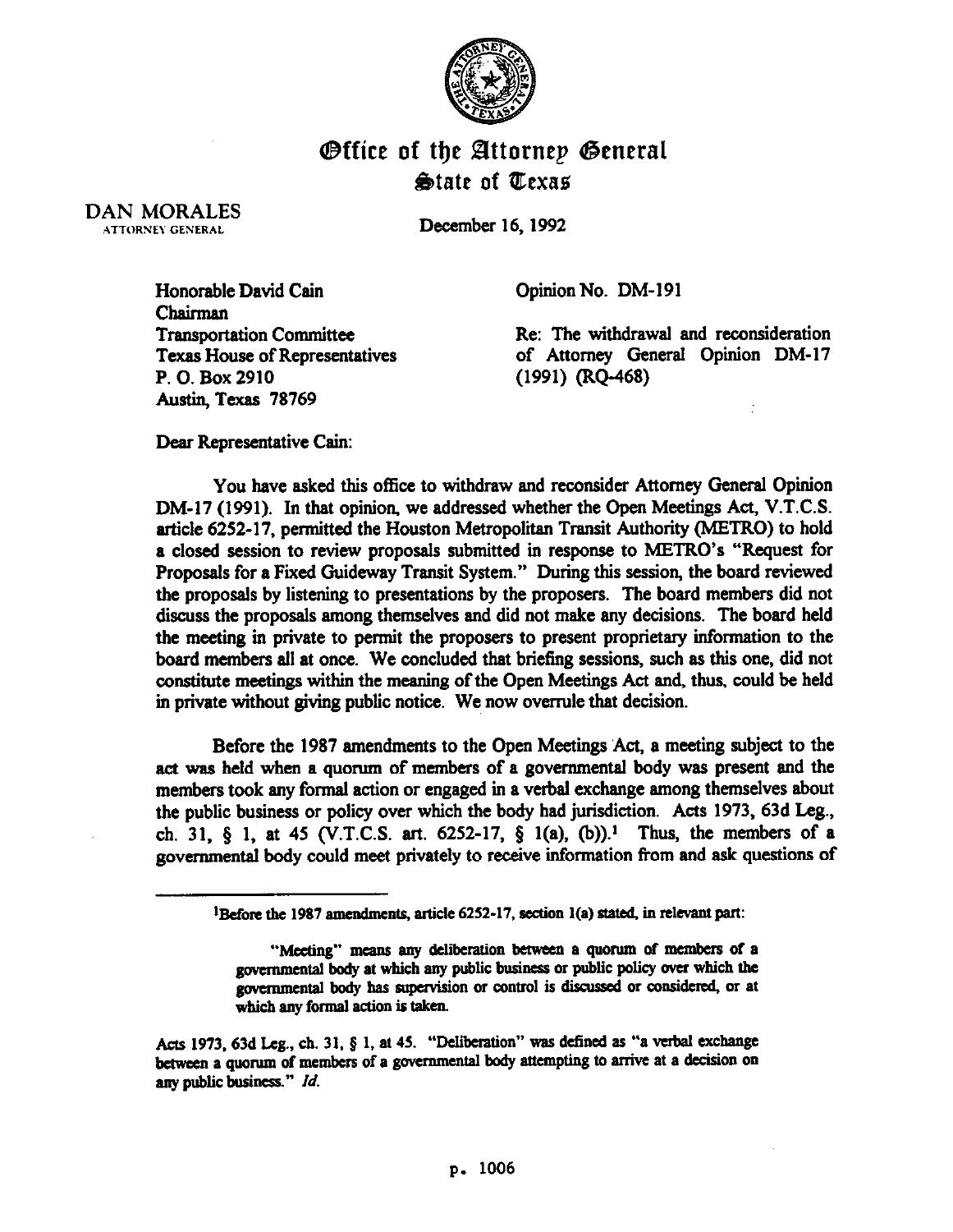# Office of the Attorney General
## State of Texas

DAN MORALES
ATTORNEY GENERAL

December 16, 1992

Honorable David Cain
Chairman
Transportation Committee
Texas House of Representatives
P. O. Box 2910
Austin, Texas 78769

Opinion No. DM-191

Re: The withdrawal and reconsideration of Attorney General Opinion DM-17 (1991) (RQ-468)

Dear Representative Cain:

You have asked this office to withdraw and reconsider Attorney General Opinion DM-17 (1991). In that opinion, we addressed whether the Open Meetings Act, V.T.C.S. article 6252-17, permitted the Houston Metropolitan Transit Authority (METRO) to hold a closed session to review proposals submitted in response to METRO's "Request for Proposals for a Fixed Guideway Transit System." During this session, the board reviewed the proposals by listening to presentations by the proposers. The board members did not discuss the proposals among themselves and did not make any decisions. The board held the meeting in private to permit the proposers to present proprietary information to the board members all at once. We concluded that briefing sessions, such as this one, did not constitute meetings within the meaning of the Open Meetings Act and, thus, could be held in private without giving public notice. We now overrule that decision.

Before the 1987 amendments to the Open Meetings Act, a meeting subject to the act was held when a quorum of members of a governmental body was present and the members took any formal action or engaged in a verbal exchange among themselves about the public business or policy over which the body had jurisdiction. Acts 1973, 63d Leg., ch. 31, § 1, at 45 (V.T.C.S. art. 6252-17, § 1(a), (b)).[1] Thus, the members of a governmental body could meet privately to receive information from and ask questions of

---

[1] Before the 1987 amendments, article 6252-17, section 1(a) stated, in relevant part:

> "Meeting" means any deliberation between a quorum of members of a governmental body at which any public business or public policy over which the governmental body has supervision or control is discussed or considered, or at which any formal action is taken.

Acts 1973, 63d Leg., ch. 31, § 1, at 45. "Deliberation" was defined as "a verbal exchange between a quorum of members of a governmental body attempting to arrive at a decision on any public business." *Id.*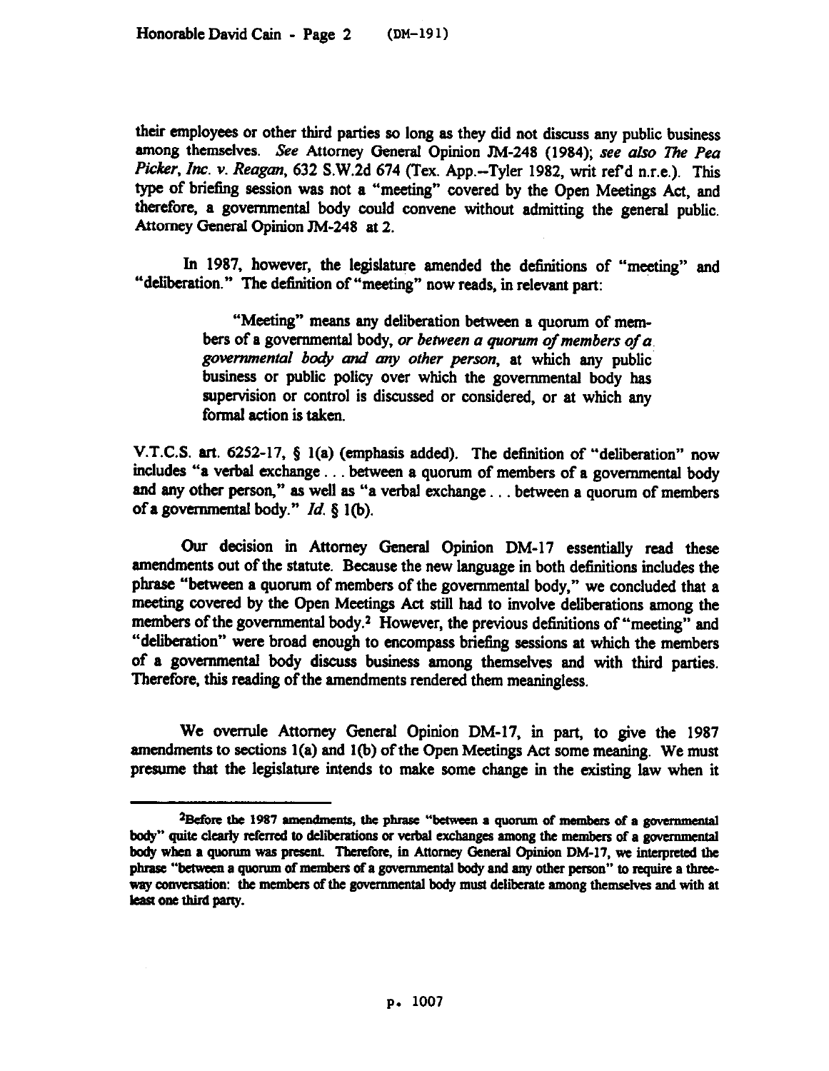their employees or other third parties so long as they did not discuss any public business among themselves. *See* Attorney General Opinion JM-248 (1984); *see also The Pea Picker, Inc. v. Reagan*, 632 S.W.2d 674 (Tex. App.--Tyler 1982, writ ref'd n.r.e.). This type of briefing session was not a "meeting" covered by the Open Meetings Act, and therefore, a governmental body could convene without admitting the general public. Attorney General Opinion JM-248 at 2.

In 1987, however, the legislature amended the definitions of "meeting" and "deliberation." The definition of "meeting" now reads, in relevant part:

> "Meeting" means any deliberation between a quorum of members of a governmental body, *or between a quorum of members of a governmental body and any other person*, at which any public business or public policy over which the governmental body has supervision or control is discussed or considered, or at which any formal action is taken.

V.T.C.S. art. 6252-17, § 1(a) (emphasis added). The definition of "deliberation" now includes "a verbal exchange . . . between a quorum of members of a governmental body and any other person," as well as "a verbal exchange . . . between a quorum of members of a governmental body." *Id.* § 1(b).

Our decision in Attorney General Opinion DM-17 essentially read these amendments out of the statute. Because the new language in both definitions includes the phrase "between a quorum of members of the governmental body," we concluded that a meeting covered by the Open Meetings Act still had to involve deliberations among the members of the governmental body.[2] However, the previous definitions of "meeting" and "deliberation" were broad enough to encompass briefing sessions at which the members of a governmental body discuss business among themselves and with third parties. Therefore, this reading of the amendments rendered them meaningless.

We overrule Attorney General Opinion DM-17, in part, to give the 1987 amendments to sections 1(a) and 1(b) of the Open Meetings Act some meaning. We must presume that the legislature intends to make some change in the existing law when it

---

[2]Before the 1987 amendments, the phrase "between a quorum of members of a governmental body" quite clearly referred to deliberations or verbal exchanges among the members of a governmental body when a quorum was present. Therefore, in Attorney General Opinion DM-17, we interpreted the phrase "between a quorum of members of a governmental body and any other person" to require a three-way conversation: the members of the governmental body must deliberate among themselves and with at least one third party.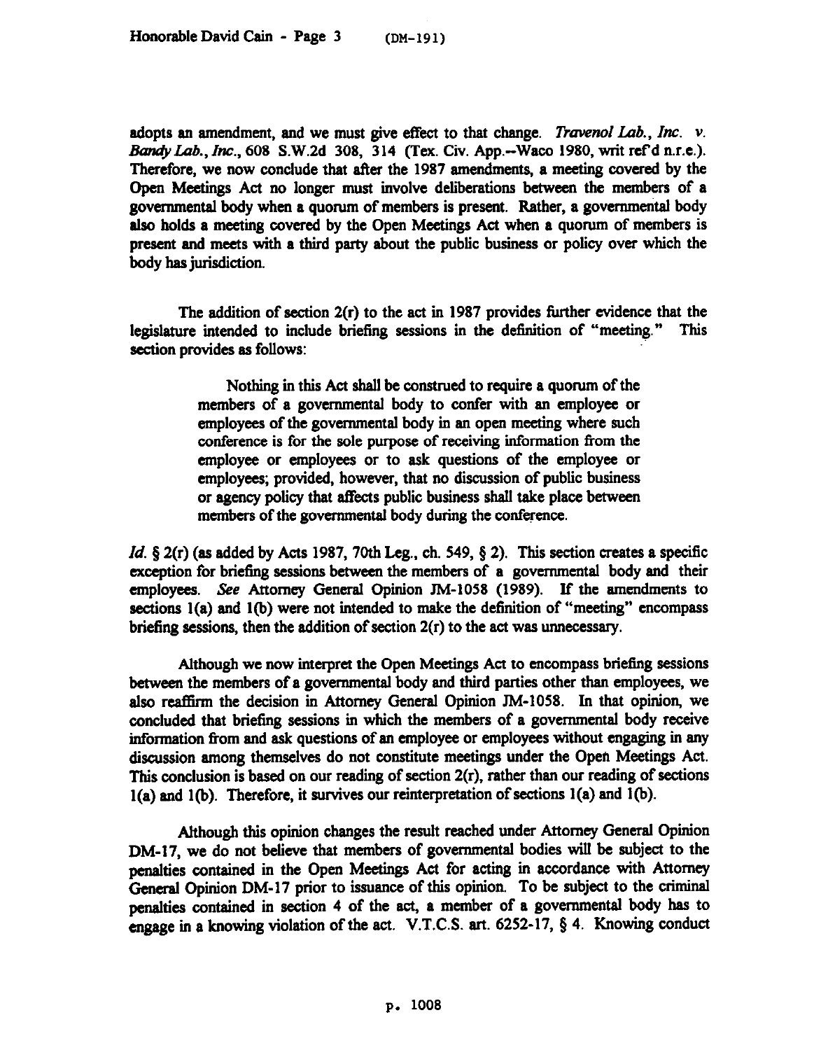adopts an amendment, and we must give effect to that change. *Travenol Lab., Inc. v. Bandy Lab., Inc.*, 608 S.W.2d 308, 314 (Tex. Civ. App.--Waco 1980, writ ref'd n.r.e.). Therefore, we now conclude that after the 1987 amendments, a meeting covered by the Open Meetings Act no longer must involve deliberations between the members of a governmental body when a quorum of members is present. Rather, a governmental body also holds a meeting covered by the Open Meetings Act when a quorum of members is present and meets with a third party about the public business or policy over which the body has jurisdiction.

The addition of section 2(r) to the act in 1987 provides further evidence that the legislature intended to include briefing sessions in the definition of "meeting." This section provides as follows:

> Nothing in this Act shall be construed to require a quorum of the members of a governmental body to confer with an employee or employees of the governmental body in an open meeting where such conference is for the sole purpose of receiving information from the employee or employees or to ask questions of the employee or employees; provided, however, that no discussion of public business or agency policy that affects public business shall take place between members of the governmental body during the conference.

*Id.* § 2(r) (as added by Acts 1987, 70th Leg., ch. 549, § 2). This section creates a specific exception for briefing sessions between the members of a governmental body and their employees. *See* Attorney General Opinion JM-1058 (1989). If the amendments to sections 1(a) and 1(b) were not intended to make the definition of "meeting" encompass briefing sessions, then the addition of section 2(r) to the act was unnecessary.

Although we now interpret the Open Meetings Act to encompass briefing sessions between the members of a governmental body and third parties other than employees, we also reaffirm the decision in Attorney General Opinion JM-1058. In that opinion, we concluded that briefing sessions in which the members of a governmental body receive information from and ask questions of an employee or employees without engaging in any discussion among themselves do not constitute meetings under the Open Meetings Act. This conclusion is based on our reading of section 2(r), rather than our reading of sections 1(a) and 1(b). Therefore, it survives our reinterpretation of sections 1(a) and 1(b).

Although this opinion changes the result reached under Attorney General Opinion DM-17, we do not believe that members of governmental bodies will be subject to the penalties contained in the Open Meetings Act for acting in accordance with Attorney General Opinion DM-17 prior to issuance of this opinion. To be subject to the criminal penalties contained in section 4 of the act, a member of a governmental body has to engage in a knowing violation of the act. V.T.C.S. art. 6252-17, § 4. Knowing conduct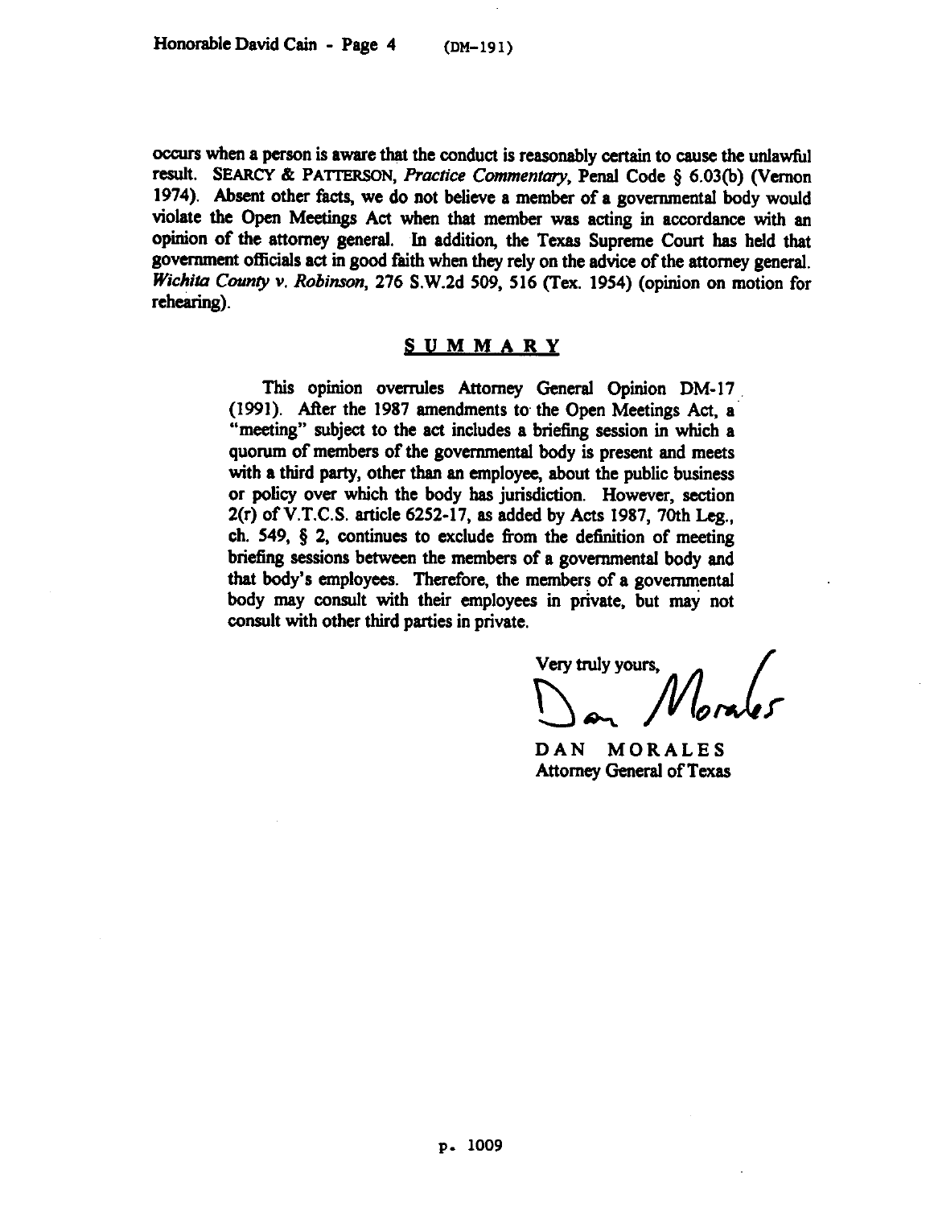occurs when a person is aware that the conduct is reasonably certain to cause the unlawful result. SEARCY & PATTERSON, *Practice Commentary*, Penal Code § 6.03(b) (Vernon 1974). Absent other facts, we do not believe a member of a governmental body would violate the Open Meetings Act when that member was acting in accordance with an opinion of the attorney general. In addition, the Texas Supreme Court has held that government officials act in good faith when they rely on the advice of the attorney general. *Wichita County v. Robinson*, 276 S.W.2d 509, 516 (Tex. 1954) (opinion on motion for rehearing).

## SUMMARY

This opinion overrules Attorney General Opinion DM-17 (1991). After the 1987 amendments to the Open Meetings Act, a "meeting" subject to the act includes a briefing session in which a quorum of members of the governmental body is present and meets with a third party, other than an employee, about the public business or policy over which the body has jurisdiction. However, section 2(r) of V.T.C.S. article 6252-17, as added by Acts 1987, 70th Leg., ch. 549, § 2, continues to exclude from the definition of meeting briefing sessions between the members of a governmental body and that body's employees. Therefore, the members of a governmental body may consult with their employees in private, but may not consult with other third parties in private.

Very truly yours,

Dan Morales

DAN MORALES
Attorney General of Texas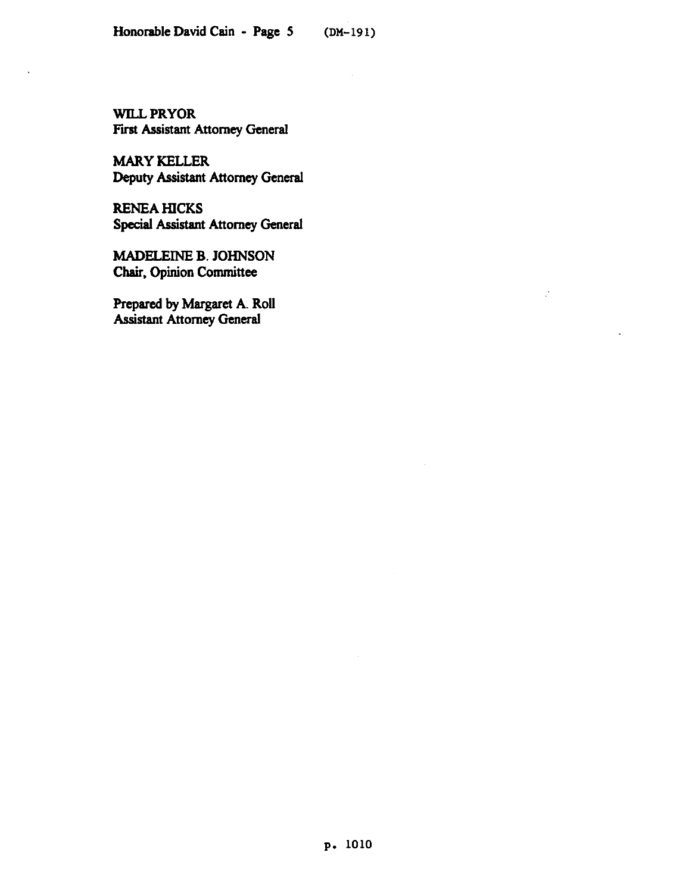WILL PRYOR
First Assistant Attorney General

MARY KELLER
Deputy Assistant Attorney General

RENEA HICKS
Special Assistant Attorney General

MADELEINE B. JOHNSON
Chair, Opinion Committee

Prepared by Margaret A. Roll
Assistant Attorney General